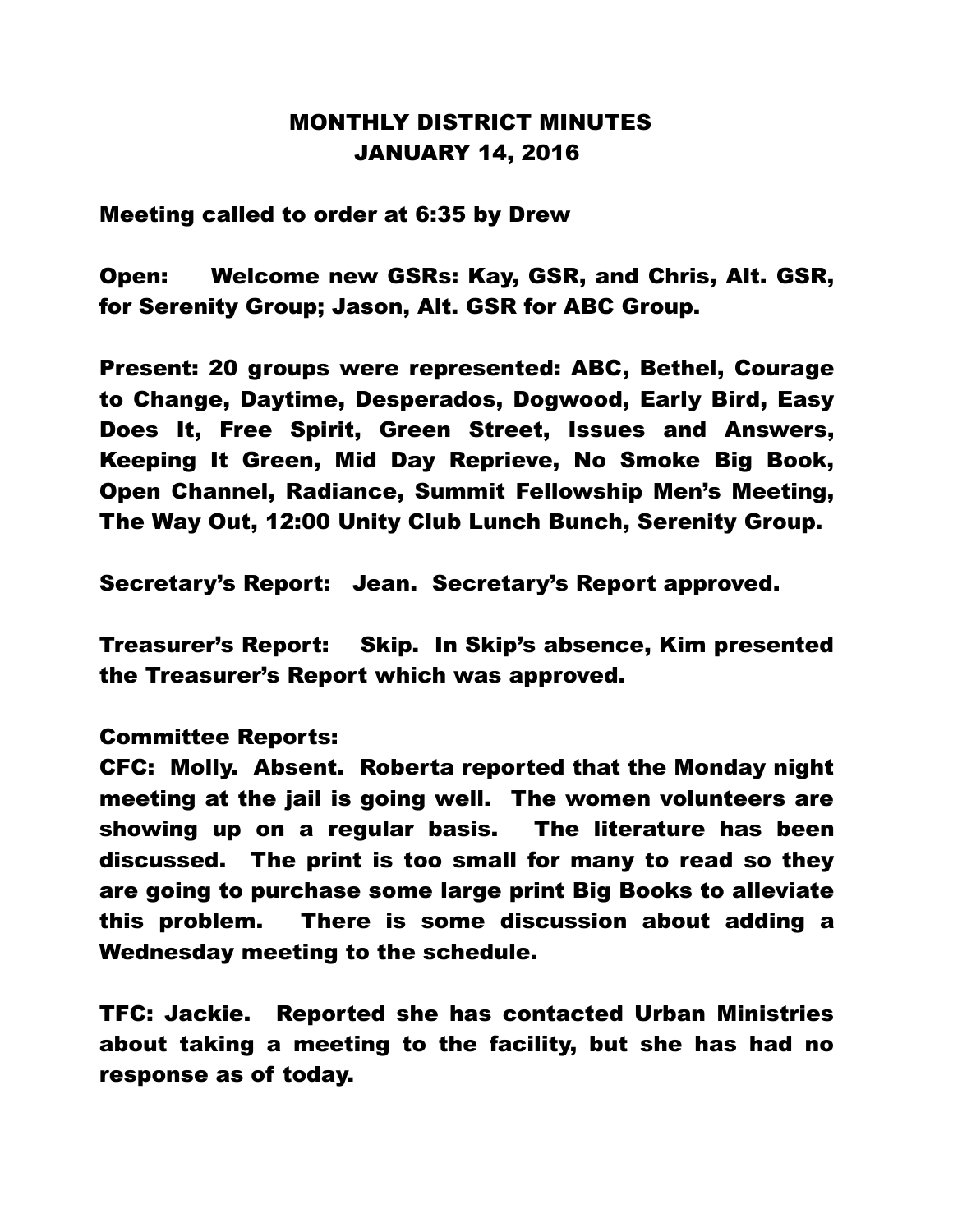# MONTHLY DISTRICT MINUTES
## JANUARY 14, 2016

Meeting called to order at 6:35 by Drew

Open: Welcome new GSRs: Kay, GSR, and Chris, Alt. GSR, for Serenity Group; Jason, Alt. GSR for ABC Group.

Present: 20 groups were represented: ABC, Bethel, Courage to Change, Daytime, Desperados, Dogwood, Early Bird, Easy Does It, Free Spirit, Green Street, Issues and Answers, Keeping It Green, Mid Day Reprieve, No Smoke Big Book, Open Channel, Radiance, Summit Fellowship Men's Meeting, The Way Out, 12:00 Unity Club Lunch Bunch, Serenity Group.

Secretary's Report: Jean. Secretary's Report approved.

Treasurer's Report: Skip. In Skip's absence, Kim presented the Treasurer's Report which was approved.

Committee Reports:

CFC: Molly. Absent. Roberta reported that the Monday night meeting at the jail is going well. The women volunteers are showing up on a regular basis. The literature has been discussed. The print is too small for many to read so they are going to purchase some large print Big Books to alleviate this problem. There is some discussion about adding a Wednesday meeting to the schedule.

TFC: Jackie. Reported she has contacted Urban Ministries about taking a meeting to the facility, but she has had no response as of today.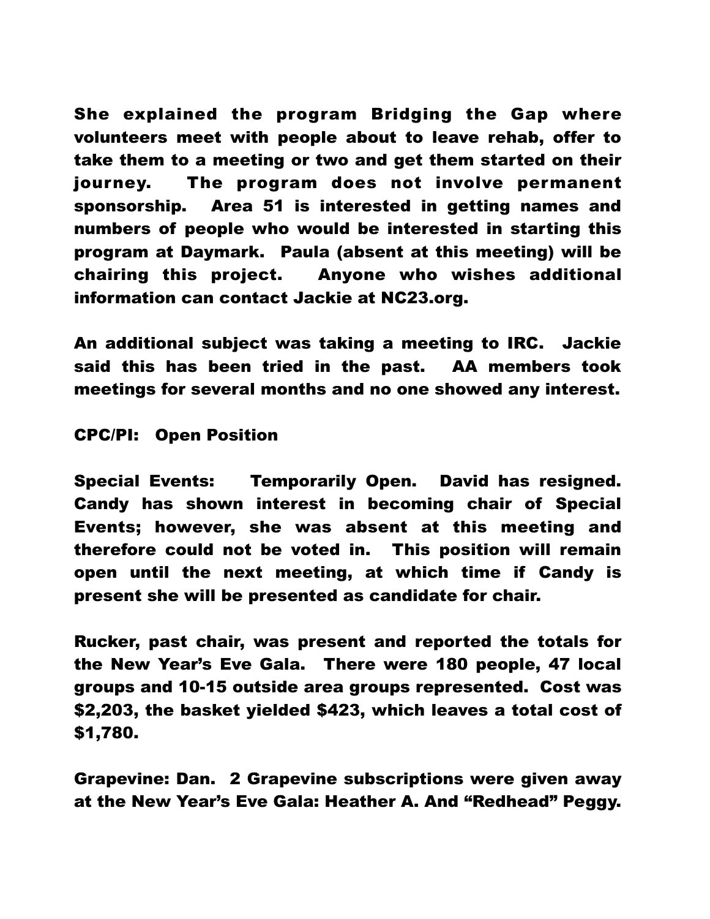She explained the program Bridging the Gap where volunteers meet with people about to leave rehab, offer to take them to a meeting or two and get them started on their journey. The program does not involve permanent sponsorship. Area 51 is interested in getting names and numbers of people who would be interested in starting this program at Daymark. Paula (absent at this meeting) will be chairing this project. Anyone who wishes additional information can contact Jackie at NC23.org.

An additional subject was taking a meeting to IRC. Jackie said this has been tried in the past. AA members took meetings for several months and no one showed any interest.

CPC/PI: Open Position

Special Events: Temporarily Open. David has resigned. Candy has shown interest in becoming chair of Special Events; however, she was absent at this meeting and therefore could not be voted in. This position will remain open until the next meeting, at which time if Candy is present she will be presented as candidate for chair.

Rucker, past chair, was present and reported the totals for the New Year's Eve Gala. There were 180 people, 47 local groups and 10-15 outside area groups represented. Cost was $2,203, the basket yielded $423, which leaves a total cost of $1,780.

Grapevine: Dan. 2 Grapevine subscriptions were given away at the New Year's Eve Gala: Heather A. And "Redhead" Peggy.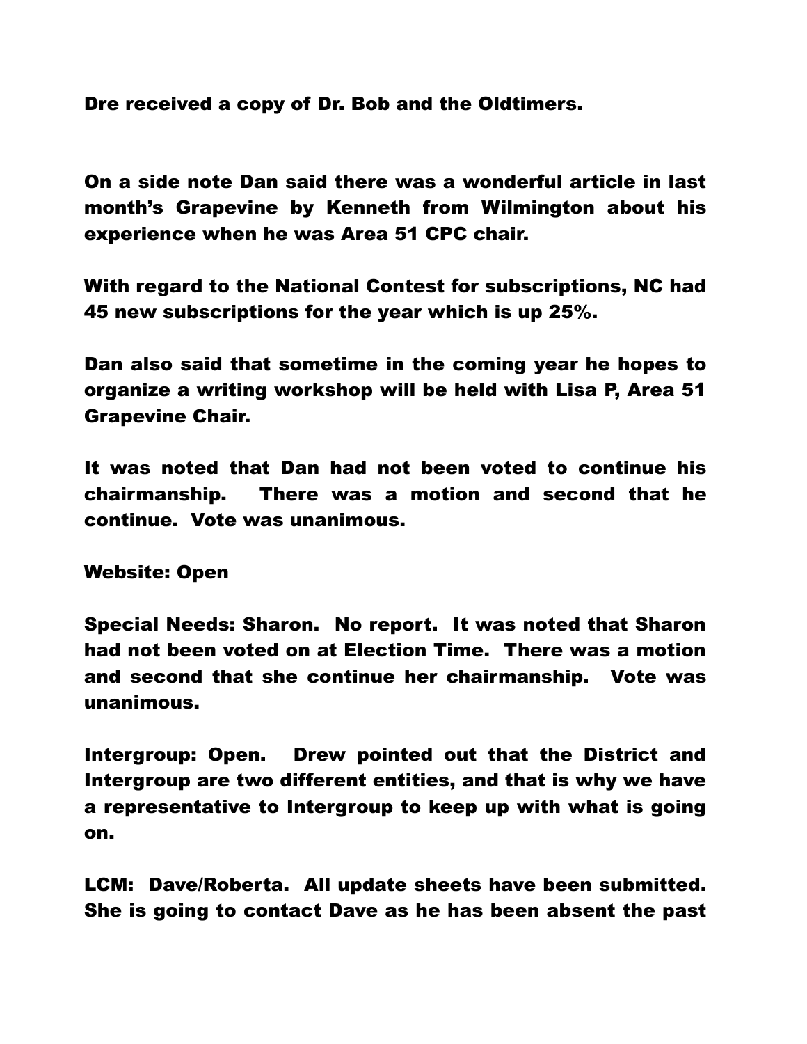Dre received a copy of Dr. Bob and the Oldtimers.

On a side note Dan said there was a wonderful article in last month's Grapevine by Kenneth from Wilmington about his experience when he was Area 51 CPC chair.

With regard to the National Contest for subscriptions, NC had 45 new subscriptions for the year which is up 25%.

Dan also said that sometime in the coming year he hopes to organize a writing workshop will be held with Lisa P, Area 51 Grapevine Chair.

It was noted that Dan had not been voted to continue his chairmanship. There was a motion and second that he continue. Vote was unanimous.

Website: Open

Special Needs: Sharon. No report. It was noted that Sharon had not been voted on at Election Time. There was a motion and second that she continue her chairmanship. Vote was unanimous.

Intergroup: Open. Drew pointed out that the District and Intergroup are two different entities, and that is why we have a representative to Intergroup to keep up with what is going on.

LCM: Dave/Roberta. All update sheets have been submitted. She is going to contact Dave as he has been absent the past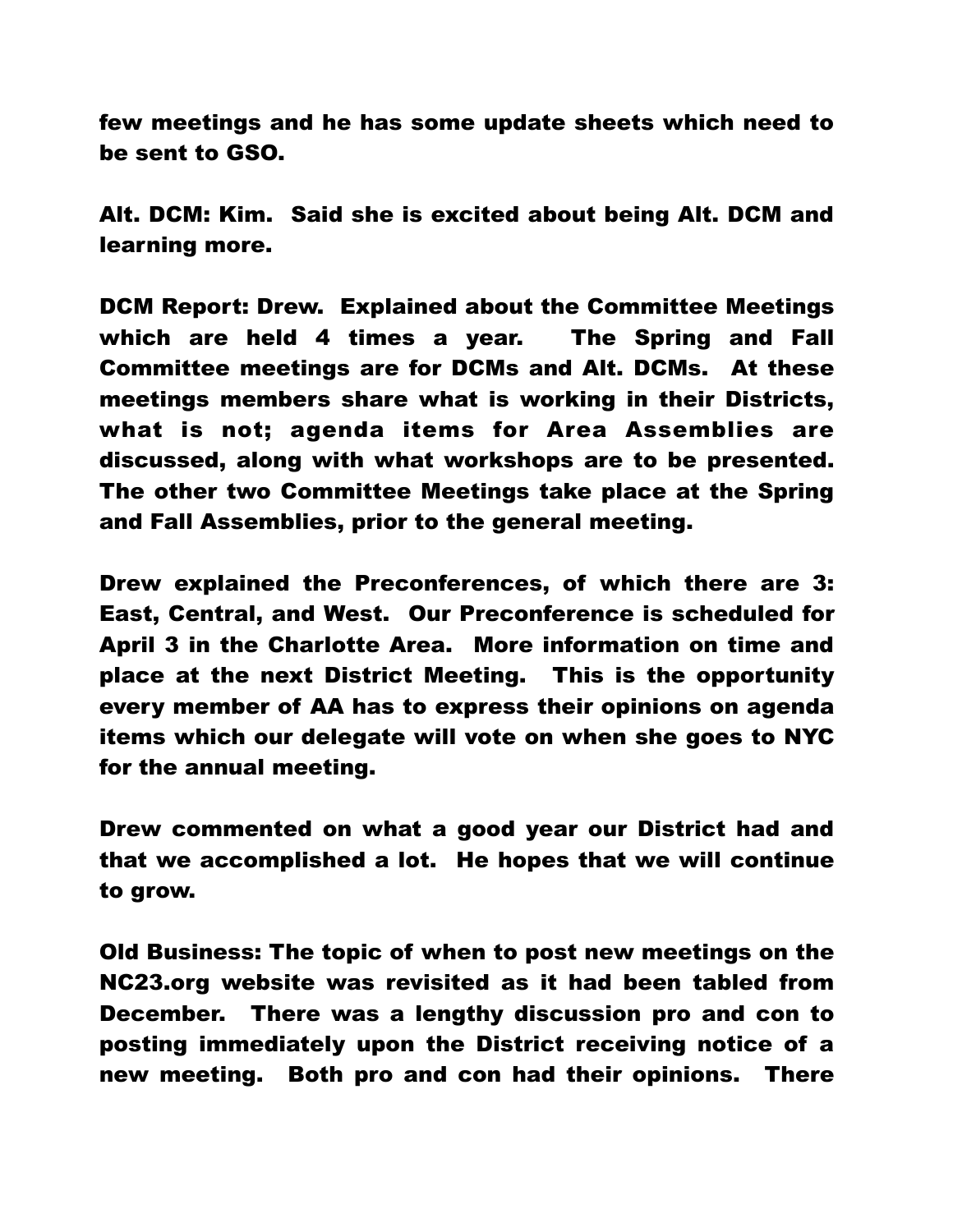few meetings and he has some update sheets which need to be sent to GSO.

Alt. DCM: Kim. Said she is excited about being Alt. DCM and learning more.

DCM Report: Drew. Explained about the Committee Meetings which are held 4 times a year. The Spring and Fall Committee meetings are for DCMs and Alt. DCMs. At these meetings members share what is working in their Districts, what is not; agenda items for Area Assemblies are discussed, along with what workshops are to be presented. The other two Committee Meetings take place at the Spring and Fall Assemblies, prior to the general meeting.

Drew explained the Preconferences, of which there are 3: East, Central, and West. Our Preconference is scheduled for April 3 in the Charlotte Area. More information on time and place at the next District Meeting. This is the opportunity every member of AA has to express their opinions on agenda items which our delegate will vote on when she goes to NYC for the annual meeting.

Drew commented on what a good year our District had and that we accomplished a lot. He hopes that we will continue to grow.

Old Business: The topic of when to post new meetings on the NC23.org website was revisited as it had been tabled from December. There was a lengthy discussion pro and con to posting immediately upon the District receiving notice of a new meeting. Both pro and con had their opinions. There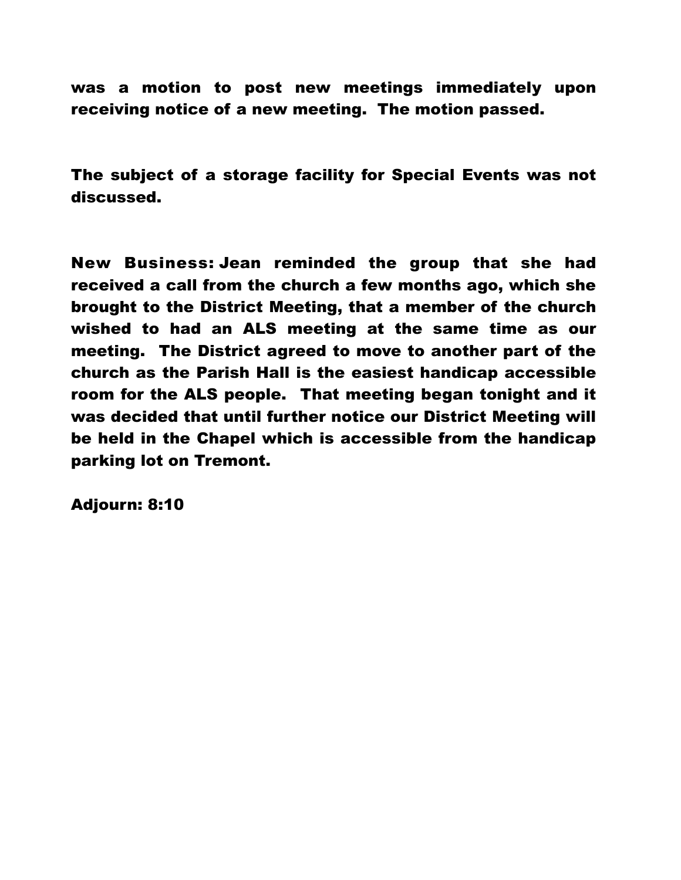**was a motion to post new meetings immediately upon receiving notice of a new meeting. The motion passed.**

**The subject of a storage facility for Special Events was not discussed.**

**New Business: Jean reminded the group that she had received a call from the church a few months ago, which she brought to the District Meeting, that a member of the church wished to had an ALS meeting at the same time as our meeting. The District agreed to move to another part of the church as the Parish Hall is the easiest handicap accessible room for the ALS people. That meeting began tonight and it was decided that until further notice our District Meeting will be held in the Chapel which is accessible from the handicap parking lot on Tremont.**

**Adjourn: 8:10**